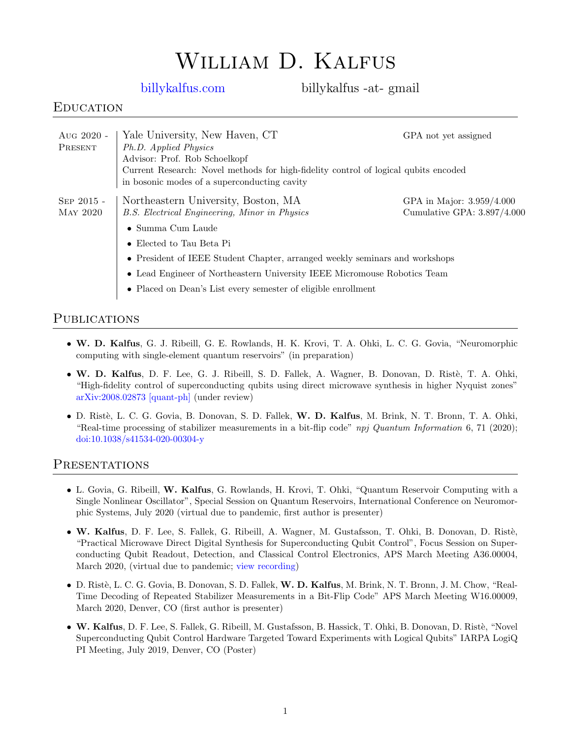# William D. Kalfus

billykalfus.com    billykalfus -at- gmail

## Education

**Aug 2020 - Present**
Yale University, New Haven, CT — GPA not yet assigned
*Ph.D. Applied Physics*
Advisor: Prof. Rob Schoelkopf
Current Research: Novel methods for high-fidelity control of logical qubits encoded in bosonic modes of a superconducting cavity

**Sep 2015 - May 2020**
Northeastern University, Boston, MA — GPA in Major: 3.959/4.000; Cumulative GPA: 3.897/4.000
*B.S. Electrical Engineering, Minor in Physics*

- Summa Cum Laude
- Elected to Tau Beta Pi
- President of IEEE Student Chapter, arranged weekly seminars and workshops
- Lead Engineer of Northeastern University IEEE Micromouse Robotics Team
- Placed on Dean's List every semester of eligible enrollment

## Publications

- **W. D. Kalfus**, G. J. Ribeill, G. E. Rowlands, H. K. Krovi, T. A. Ohki, L. C. G. Govia, "Neuromorphic computing with single-element quantum reservoirs" (in preparation)
- **W. D. Kalfus**, D. F. Lee, G. J. Ribeill, S. D. Fallek, A. Wagner, B. Donovan, D. Ristè, T. A. Ohki, "High-fidelity control of superconducting qubits using direct microwave synthesis in higher Nyquist zones" arXiv:2008.02873 [quant-ph] (under review)
- D. Ristè, L. C. G. Govia, B. Donovan, S. D. Fallek, **W. D. Kalfus**, M. Brink, N. T. Bronn, T. A. Ohki, "Real-time processing of stabilizer measurements in a bit-flip code" *npj Quantum Information* 6, 71 (2020); doi:10.1038/s41534-020-00304-y

## Presentations

- L. Govia, G. Ribeill, **W. Kalfus**, G. Rowlands, H. Krovi, T. Ohki, "Quantum Reservoir Computing with a Single Nonlinear Oscillator", Special Session on Quantum Reservoirs, International Conference on Neuromorphic Systems, July 2020 (virtual due to pandemic, first author is presenter)
- **W. Kalfus**, D. F. Lee, S. Fallek, G. Ribeill, A. Wagner, M. Gustafsson, T. Ohki, B. Donovan, D. Ristè, "Practical Microwave Direct Digital Synthesis for Superconducting Qubit Control", Focus Session on Superconducting Qubit Readout, Detection, and Classical Control Electronics, APS March Meeting A36.00004, March 2020, (virtual due to pandemic; view recording)
- D. Ristè, L. C. G. Govia, B. Donovan, S. D. Fallek, **W. D. Kalfus**, M. Brink, N. T. Bronn, J. M. Chow, "Real-Time Decoding of Repeated Stabilizer Measurements in a Bit-Flip Code" APS March Meeting W16.00009, March 2020, Denver, CO (first author is presenter)
- **W. Kalfus**, D. F. Lee, S. Fallek, G. Ribeill, M. Gustafsson, B. Hassick, T. Ohki, B. Donovan, D. Ristè, "Novel Superconducting Qubit Control Hardware Targeted Toward Experiments with Logical Qubits" IARPA LogiQ PI Meeting, July 2019, Denver, CO (Poster)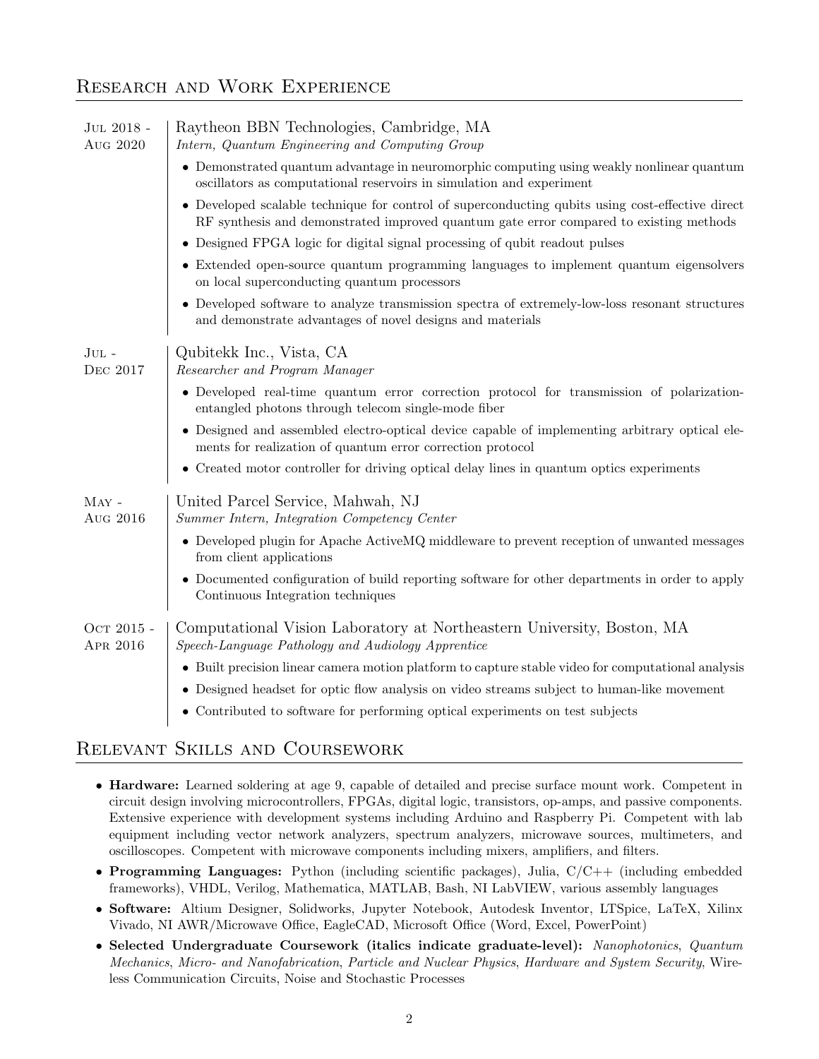## Research and Work Experience

**Jul 2018 - Aug 2020** | Raytheon BBN Technologies, Cambridge, MA
*Intern, Quantum Engineering and Computing Group*

- Demonstrated quantum advantage in neuromorphic computing using weakly nonlinear quantum oscillators as computational reservoirs in simulation and experiment
- Developed scalable technique for control of superconducting qubits using cost-effective direct RF synthesis and demonstrated improved quantum gate error compared to existing methods
- Designed FPGA logic for digital signal processing of qubit readout pulses
- Extended open-source quantum programming languages to implement quantum eigensolvers on local superconducting quantum processors
- Developed software to analyze transmission spectra of extremely-low-loss resonant structures and demonstrate advantages of novel designs and materials

**Jul - Dec 2017** | Qubitekk Inc., Vista, CA
*Researcher and Program Manager*

- Developed real-time quantum error correction protocol for transmission of polarization-entangled photons through telecom single-mode fiber
- Designed and assembled electro-optical device capable of implementing arbitrary optical elements for realization of quantum error correction protocol
- Created motor controller for driving optical delay lines in quantum optics experiments

**May - Aug 2016** | United Parcel Service, Mahwah, NJ
*Summer Intern, Integration Competency Center*

- Developed plugin for Apache ActiveMQ middleware to prevent reception of unwanted messages from client applications
- Documented configuration of build reporting software for other departments in order to apply Continuous Integration techniques

**Oct 2015 - Apr 2016** | Computational Vision Laboratory at Northeastern University, Boston, MA
*Speech-Language Pathology and Audiology Apprentice*

- Built precision linear camera motion platform to capture stable video for computational analysis
- Designed headset for optic flow analysis on video streams subject to human-like movement
- Contributed to software for performing optical experiments on test subjects

## Relevant Skills and Coursework

- **Hardware:** Learned soldering at age 9, capable of detailed and precise surface mount work. Competent in circuit design involving microcontrollers, FPGAs, digital logic, transistors, op-amps, and passive components. Extensive experience with development systems including Arduino and Raspberry Pi. Competent with lab equipment including vector network analyzers, spectrum analyzers, microwave sources, multimeters, and oscilloscopes. Competent with microwave components including mixers, amplifiers, and filters.
- **Programming Languages:** Python (including scientific packages), Julia, C/C++ (including embedded frameworks), VHDL, Verilog, Mathematica, MATLAB, Bash, NI LabVIEW, various assembly languages
- **Software:** Altium Designer, Solidworks, Jupyter Notebook, Autodesk Inventor, LTSpice, LaTeX, Xilinx Vivado, NI AWR/Microwave Office, EagleCAD, Microsoft Office (Word, Excel, PowerPoint)
- **Selected Undergraduate Coursework (italics indicate graduate-level):** *Nanophotonics*, *Quantum Mechanics*, *Micro- and Nanofabrication*, *Particle and Nuclear Physics*, *Hardware and System Security*, Wireless Communication Circuits, Noise and Stochastic Processes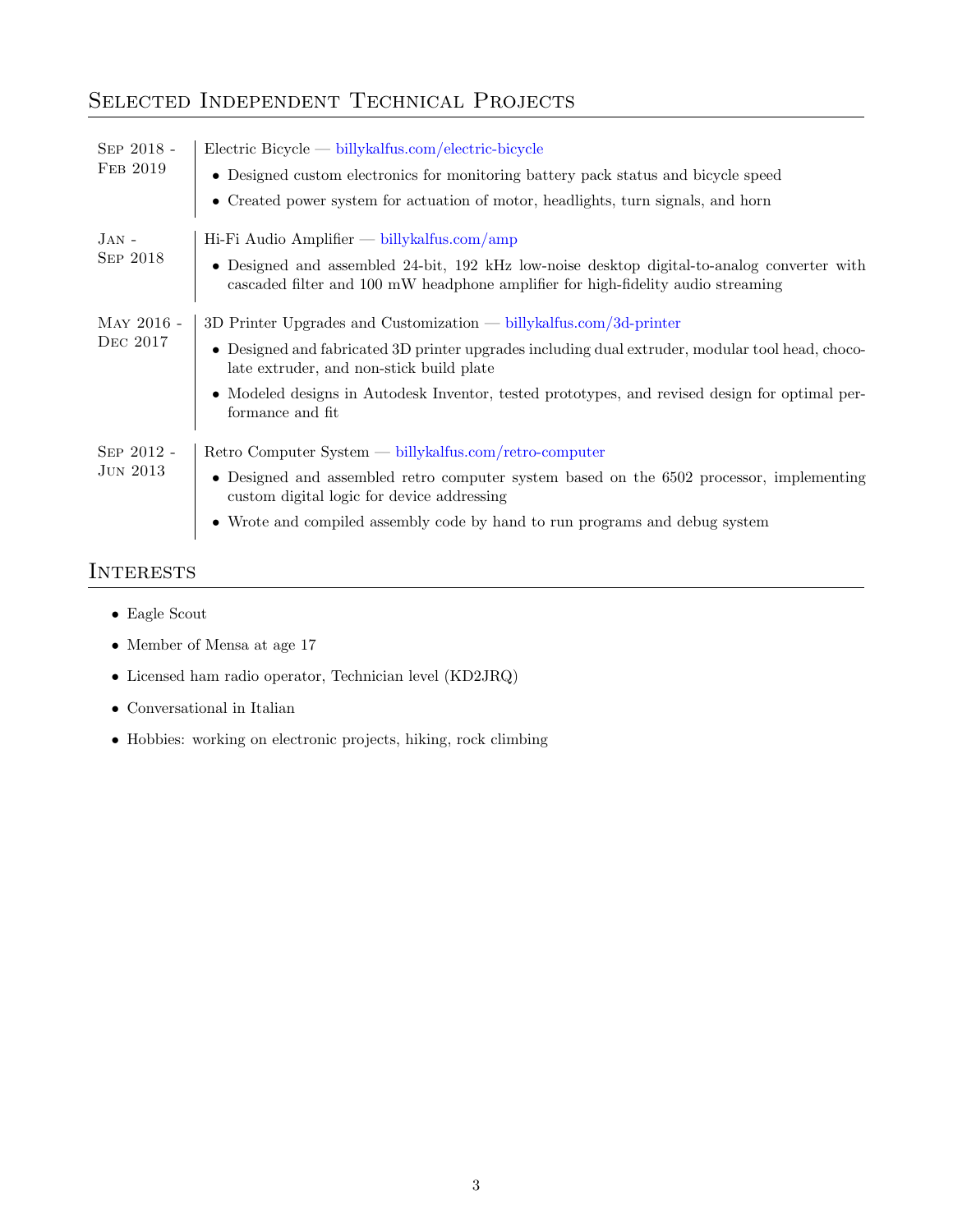## Selected Independent Technical Projects

**Sep 2018 - Feb 2019** | Electric Bicycle — billykalfus.com/electric-bicycle

- Designed custom electronics for monitoring battery pack status and bicycle speed
- Created power system for actuation of motor, headlights, turn signals, and horn

**Jan - Sep 2018** | Hi-Fi Audio Amplifier — billykalfus.com/amp

- Designed and assembled 24-bit, 192 kHz low-noise desktop digital-to-analog converter with cascaded filter and 100 mW headphone amplifier for high-fidelity audio streaming

**May 2016 - Dec 2017** | 3D Printer Upgrades and Customization — billykalfus.com/3d-printer

- Designed and fabricated 3D printer upgrades including dual extruder, modular tool head, chocolate extruder, and non-stick build plate
- Modeled designs in Autodesk Inventor, tested prototypes, and revised design for optimal performance and fit

**Sep 2012 - Jun 2013** | Retro Computer System — billykalfus.com/retro-computer

- Designed and assembled retro computer system based on the 6502 processor, implementing custom digital logic for device addressing
- Wrote and compiled assembly code by hand to run programs and debug system

## Interests

- Eagle Scout
- Member of Mensa at age 17
- Licensed ham radio operator, Technician level (KD2JRQ)
- Conversational in Italian
- Hobbies: working on electronic projects, hiking, rock climbing